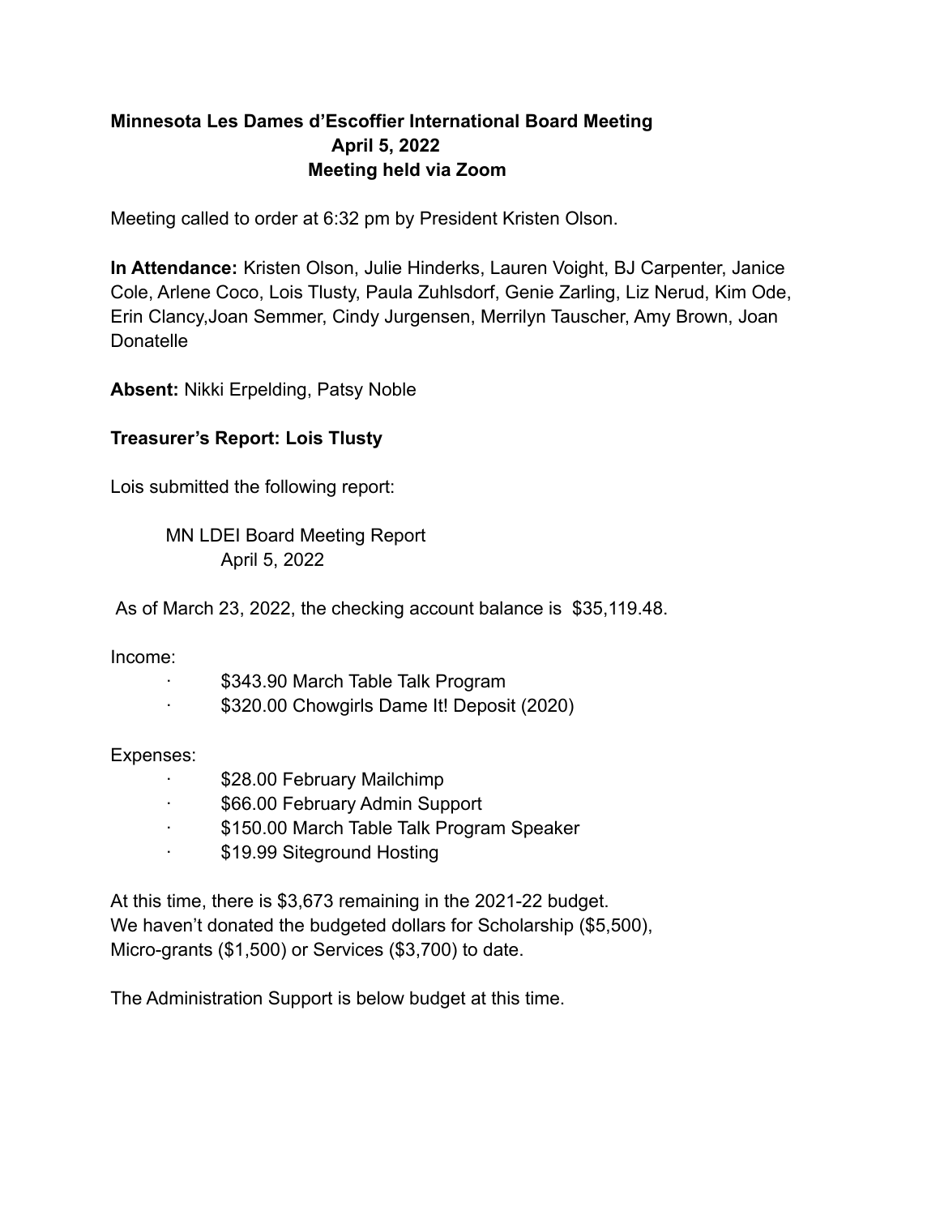**Minnesota Les Dames d'Escoffier International Board Meeting**
**April 5, 2022**
**Meeting held via Zoom**

Meeting called to order at 6:32 pm by President Kristen Olson.

**In Attendance:** Kristen Olson, Julie Hinderks, Lauren Voight, BJ Carpenter, Janice Cole, Arlene Coco, Lois Tlusty, Paula Zuhlsdorf, Genie Zarling, Liz Nerud, Kim Ode, Erin Clancy,Joan Semmer, Cindy Jurgensen, Merrilyn Tauscher, Amy Brown, Joan Donatelle

**Absent:** Nikki Erpelding, Patsy Noble

**Treasurer's Report: Lois Tlusty**

Lois submitted the following report:

MN LDEI Board Meeting Report
April 5, 2022

As of March 23, 2022, the checking account balance is $35,119.48.

Income:

- $343.90 March Table Talk Program
- $320.00 Chowgirls Dame It! Deposit (2020)

Expenses:

- $28.00 February Mailchimp
- $66.00 February Admin Support
- $150.00 March Table Talk Program Speaker
- $19.99 Siteground Hosting

At this time, there is $3,673 remaining in the 2021-22 budget.
We haven't donated the budgeted dollars for Scholarship ($5,500), Micro-grants ($1,500) or Services ($3,700) to date.

The Administration Support is below budget at this time.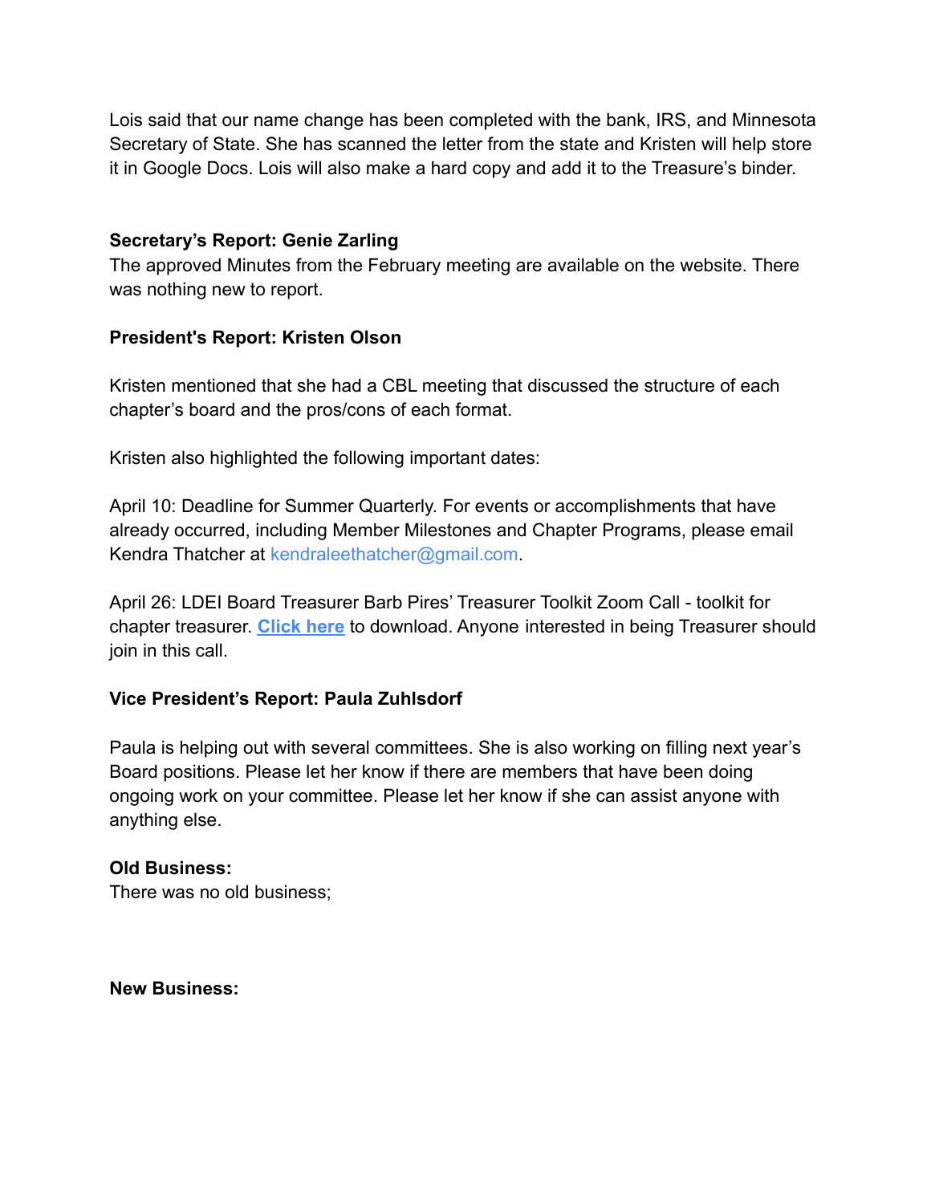Lois said that our name change has been completed with the bank, IRS, and Minnesota Secretary of State. She has scanned the letter from the state and Kristen will help store it in Google Docs. Lois will also make a hard copy and add it to the Treasure's binder.

**Secretary's Report: Genie Zarling**

The approved Minutes from the February meeting are available on the website. There was nothing new to report.

**President's Report: Kristen Olson**

Kristen mentioned that she had a CBL meeting that discussed the structure of each chapter's board and the pros/cons of each format.

Kristen also highlighted the following important dates:

April 10: Deadline for Summer Quarterly. For events or accomplishments that have already occurred, including Member Milestones and Chapter Programs, please email Kendra Thatcher at kendraleethatcher@gmail.com.

April 26: LDEI Board Treasurer Barb Pires' Treasurer Toolkit Zoom Call - toolkit for chapter treasurer. **Click here** to download. Anyone interested in being Treasurer should join in this call.

**Vice President's Report: Paula Zuhlsdorf**

Paula is helping out with several committees. She is also working on filling next year's Board positions. Please let her know if there are members that have been doing ongoing work on your committee. Please let her know if she can assist anyone with anything else.

**Old Business:**

There was no old business;

**New Business:**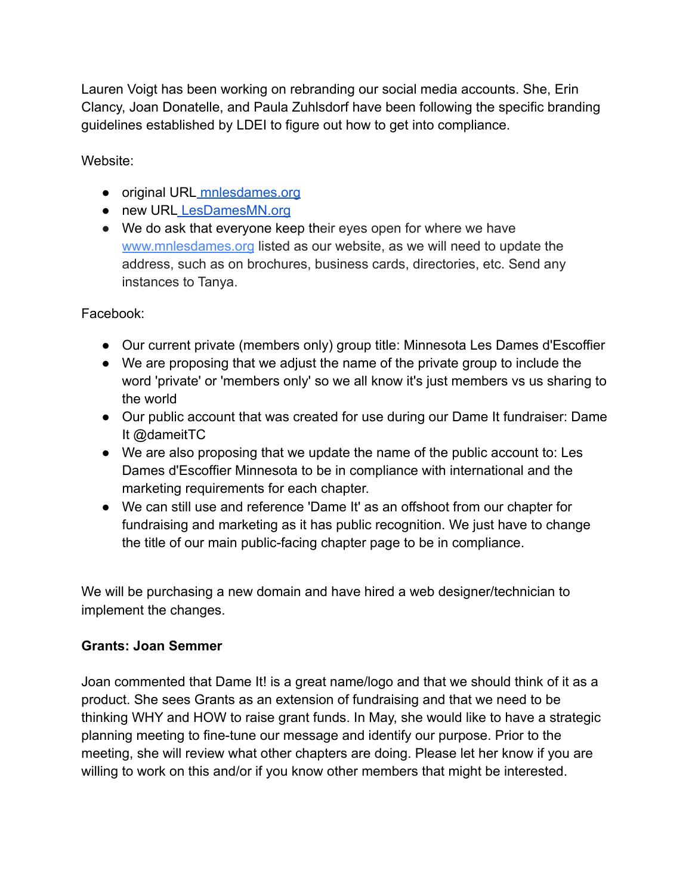Lauren Voigt has been working on rebranding our social media accounts. She, Erin Clancy, Joan Donatelle, and Paula Zuhlsdorf have been following the specific branding guidelines established by LDEI to figure out how to get into compliance.

Website:

- original URL [mnlesdames.org](http://mnlesdames.org)
- new URL [LesDamesMN.org](http://LesDamesMN.org)
- We do ask that everyone keep their eyes open for where we have [www.mnlesdames.org](http://www.mnlesdames.org) listed as our website, as we will need to update the address, such as on brochures, business cards, directories, etc. Send any instances to Tanya.

Facebook:

- Our current private (members only) group title: Minnesota Les Dames d'Escoffier
- We are proposing that we adjust the name of the private group to include the word 'private' or 'members only' so we all know it's just members vs us sharing to the world
- Our public account that was created for use during our Dame It fundraiser: Dame It @dameitTC
- We are also proposing that we update the name of the public account to: Les Dames d'Escoffier Minnesota to be in compliance with international and the marketing requirements for each chapter.
- We can still use and reference 'Dame It' as an offshoot from our chapter for fundraising and marketing as it has public recognition. We just have to change the title of our main public-facing chapter page to be in compliance.

We will be purchasing a new domain and have hired a web designer/technician to implement the changes.

**Grants: Joan Semmer**

Joan commented that Dame It! is a great name/logo and that we should think of it as a product. She sees Grants as an extension of fundraising and that we need to be thinking WHY and HOW to raise grant funds. In May, she would like to have a strategic planning meeting to fine-tune our message and identify our purpose. Prior to the meeting, she will review what other chapters are doing. Please let her know if you are willing to work on this and/or if you know other members that might be interested.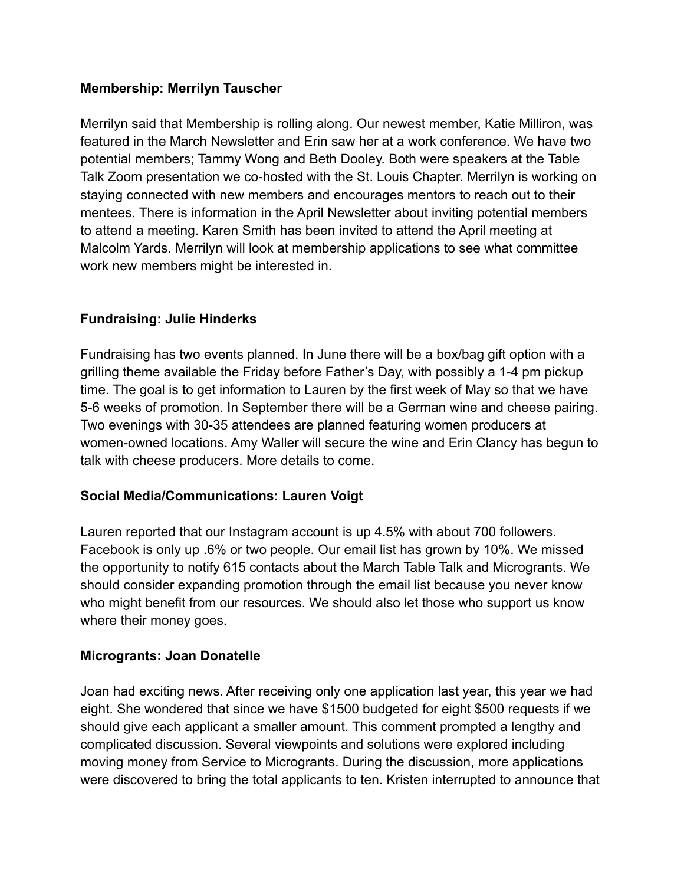**Membership: Merrilyn Tauscher**

Merrilyn said that Membership is rolling along. Our newest member, Katie Milliron, was featured in the March Newsletter and Erin saw her at a work conference. We have two potential members; Tammy Wong and Beth Dooley. Both were speakers at the Table Talk Zoom presentation we co-hosted with the St. Louis Chapter. Merrilyn is working on staying connected with new members and encourages mentors to reach out to their mentees. There is information in the April Newsletter about inviting potential members to attend a meeting. Karen Smith has been invited to attend the April meeting at Malcolm Yards. Merrilyn will look at membership applications to see what committee work new members might be interested in.

**Fundraising: Julie Hinderks**

Fundraising has two events planned. In June there will be a box/bag gift option with a grilling theme available the Friday before Father's Day, with possibly a 1-4 pm pickup time. The goal is to get information to Lauren by the first week of May so that we have 5-6 weeks of promotion. In September there will be a German wine and cheese pairing. Two evenings with 30-35 attendees are planned featuring women producers at women-owned locations. Amy Waller will secure the wine and Erin Clancy has begun to talk with cheese producers. More details to come.

**Social Media/Communications: Lauren Voigt**

Lauren reported that our Instagram account is up 4.5% with about 700 followers. Facebook is only up .6% or two people. Our email list has grown by 10%. We missed the opportunity to notify 615 contacts about the March Table Talk and Microgrants. We should consider expanding promotion through the email list because you never know who might benefit from our resources. We should also let those who support us know where their money goes.

**Microgrants: Joan Donatelle**

Joan had exciting news. After receiving only one application last year, this year we had eight. She wondered that since we have $1500 budgeted for eight $500 requests if we should give each applicant a smaller amount. This comment prompted a lengthy and complicated discussion. Several viewpoints and solutions were explored including moving money from Service to Microgrants. During the discussion, more applications were discovered to bring the total applicants to ten. Kristen interrupted to announce that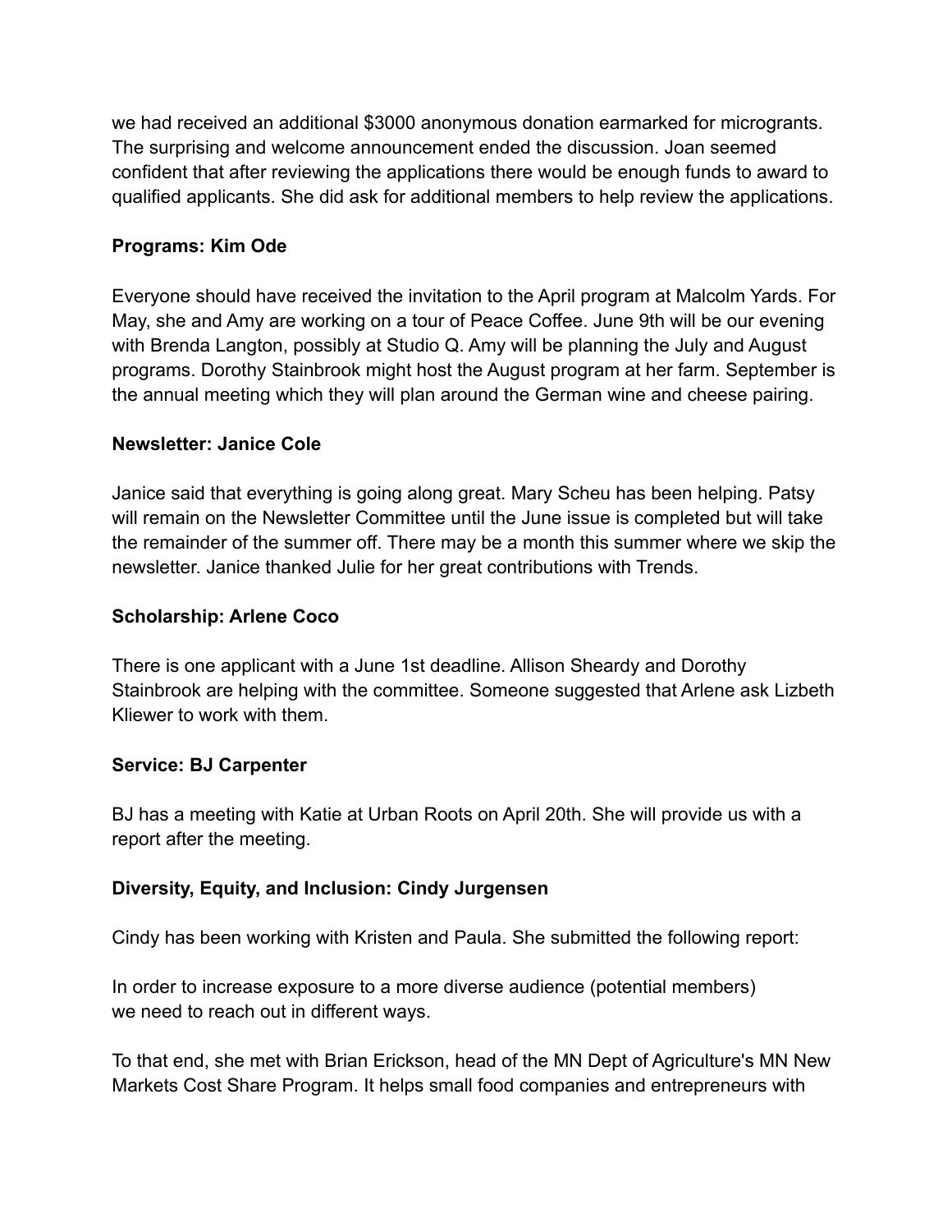we had received an additional $3000 anonymous donation earmarked for microgrants. The surprising and welcome announcement ended the discussion. Joan seemed confident that after reviewing the applications there would be enough funds to award to qualified applicants. She did ask for additional members to help review the applications.

**Programs: Kim Ode**

Everyone should have received the invitation to the April program at Malcolm Yards. For May, she and Amy are working on a tour of Peace Coffee. June 9th will be our evening with Brenda Langton, possibly at Studio Q. Amy will be planning the July and August programs. Dorothy Stainbrook might host the August program at her farm. September is the annual meeting which they will plan around the German wine and cheese pairing.

**Newsletter: Janice Cole**

Janice said that everything is going along great. Mary Scheu has been helping. Patsy will remain on the Newsletter Committee until the June issue is completed but will take the remainder of the summer off. There may be a month this summer where we skip the newsletter. Janice thanked Julie for her great contributions with Trends.

**Scholarship: Arlene Coco**

There is one applicant with a June 1st deadline. Allison Sheardy and Dorothy Stainbrook are helping with the committee. Someone suggested that Arlene ask Lizbeth Kliewer to work with them.

**Service: BJ Carpenter**

BJ has a meeting with Katie at Urban Roots on April 20th. She will provide us with a report after the meeting.

**Diversity, Equity, and Inclusion: Cindy Jurgensen**

Cindy has been working with Kristen and Paula. She submitted the following report:

In order to increase exposure to a more diverse audience (potential members) we need to reach out in different ways.

To that end, she met with Brian Erickson, head of the MN Dept of Agriculture's MN New Markets Cost Share Program. It helps small food companies and entrepreneurs with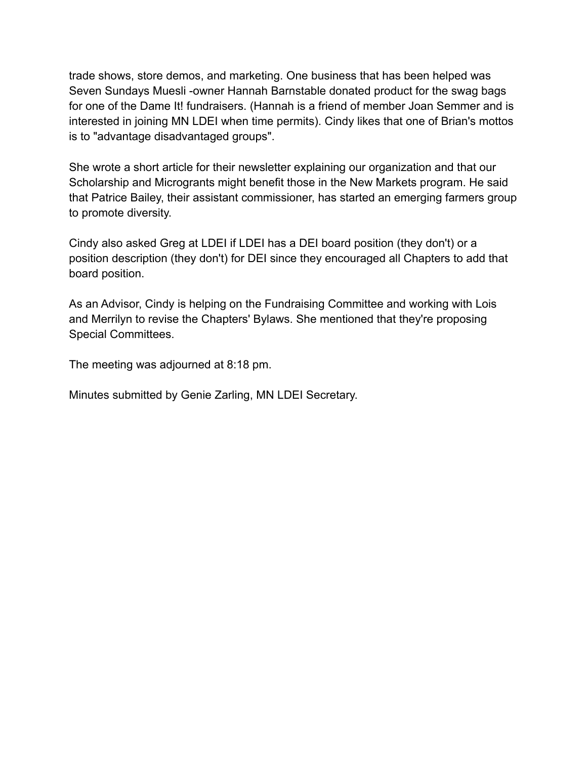trade shows, store demos, and marketing. One business that has been helped was Seven Sundays Muesli -owner Hannah Barnstable donated product for the swag bags for one of the Dame It! fundraisers. (Hannah is a friend of member Joan Semmer and is interested in joining MN LDEI when time permits). Cindy likes that one of Brian's mottos is to "advantage disadvantaged groups".

She wrote a short article for their newsletter explaining our organization and that our Scholarship and Microgrants might benefit those in the New Markets program. He said that Patrice Bailey, their assistant commissioner, has started an emerging farmers group to promote diversity.

Cindy also asked Greg at LDEI if LDEI has a DEI board position (they don't) or a position description (they don't) for DEI since they encouraged all Chapters to add that board position.

As an Advisor, Cindy is helping on the Fundraising Committee and working with Lois and Merrilyn to revise the Chapters' Bylaws. She mentioned that they're proposing Special Committees.

The meeting was adjourned at 8:18 pm.

Minutes submitted by Genie Zarling, MN LDEI Secretary.